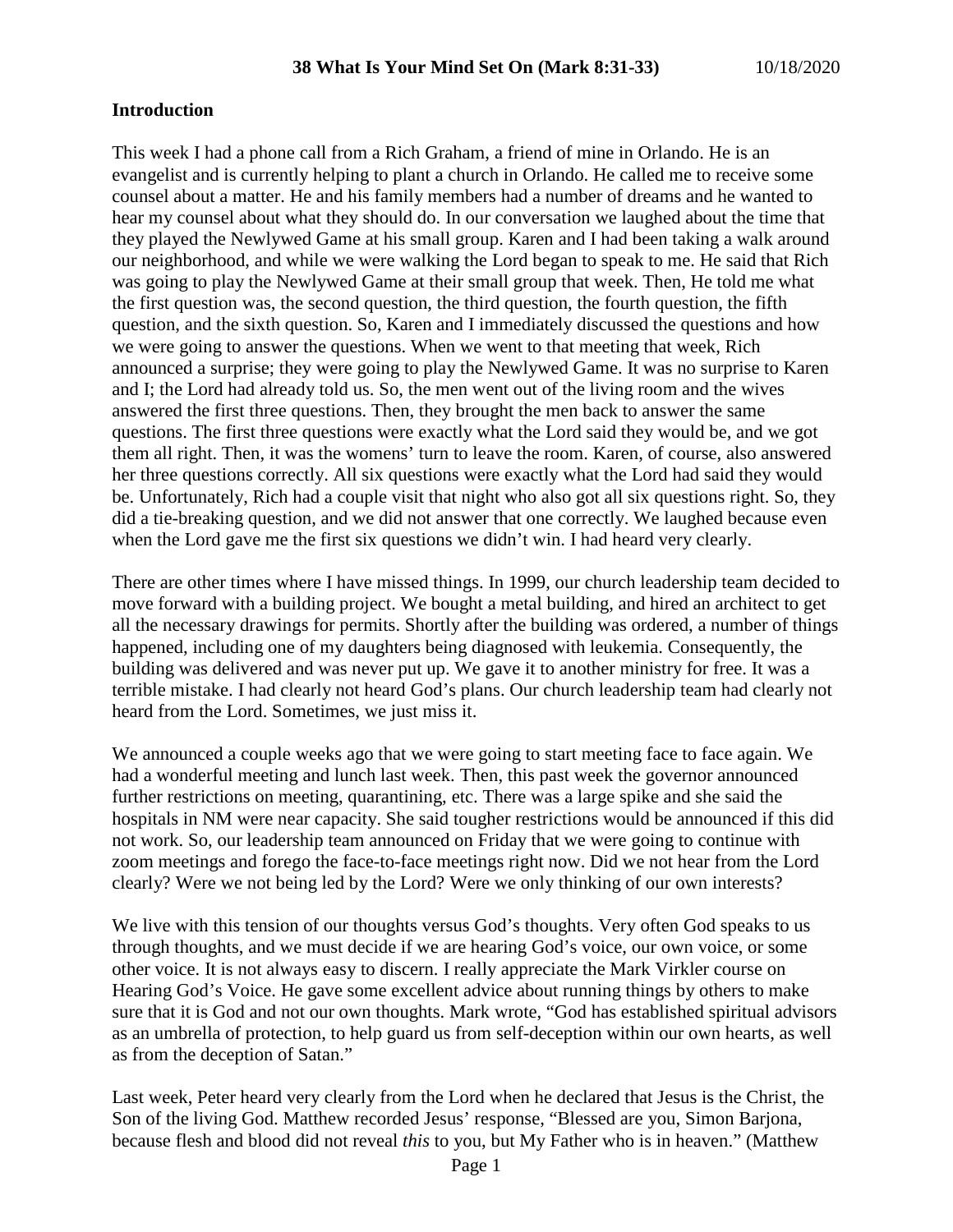**38 What Is Your Mind Set On (Mark 8:31-33)** 10/18/2020

## Introduction

This week I had a phone call from a Rich Graham, a friend of mine in Orlando. He is an evangelist and is currently helping to plant a church in Orlando. He called me to receive some counsel about a matter. He and his family members had a number of dreams and he wanted to hear my counsel about what they should do. In our conversation we laughed about the time that they played the Newlywed Game at his small group. Karen and I had been taking a walk around our neighborhood, and while we were walking the Lord began to speak to me. He said that Rich was going to play the Newlywed Game at their small group that week. Then, He told me what the first question was, the second question, the third question, the fourth question, the fifth question, and the sixth question. So, Karen and I immediately discussed the questions and how we were going to answer the questions. When we went to that meeting that week, Rich announced a surprise; they were going to play the Newlywed Game. It was no surprise to Karen and I; the Lord had already told us. So, the men went out of the living room and the wives answered the first three questions. Then, they brought the men back to answer the same questions. The first three questions were exactly what the Lord said they would be, and we got them all right. Then, it was the womens' turn to leave the room. Karen, of course, also answered her three questions correctly. All six questions were exactly what the Lord had said they would be. Unfortunately, Rich had a couple visit that night who also got all six questions right. So, they did a tie-breaking question, and we did not answer that one correctly. We laughed because even when the Lord gave me the first six questions we didn't win. I had heard very clearly.

There are other times where I have missed things. In 1999, our church leadership team decided to move forward with a building project. We bought a metal building, and hired an architect to get all the necessary drawings for permits. Shortly after the building was ordered, a number of things happened, including one of my daughters being diagnosed with leukemia. Consequently, the building was delivered and was never put up. We gave it to another ministry for free. It was a terrible mistake. I had clearly not heard God's plans. Our church leadership team had clearly not heard from the Lord. Sometimes, we just miss it.

We announced a couple weeks ago that we were going to start meeting face to face again. We had a wonderful meeting and lunch last week. Then, this past week the governor announced further restrictions on meeting, quarantining, etc. There was a large spike and she said the hospitals in NM were near capacity. She said tougher restrictions would be announced if this did not work. So, our leadership team announced on Friday that we were going to continue with zoom meetings and forego the face-to-face meetings right now. Did we not hear from the Lord clearly? Were we not being led by the Lord? Were we only thinking of our own interests?

We live with this tension of our thoughts versus God's thoughts. Very often God speaks to us through thoughts, and we must decide if we are hearing God's voice, our own voice, or some other voice. It is not always easy to discern. I really appreciate the Mark Virkler course on Hearing God's Voice. He gave some excellent advice about running things by others to make sure that it is God and not our own thoughts. Mark wrote, "God has established spiritual advisors as an umbrella of protection, to help guard us from self-deception within our own hearts, as well as from the deception of Satan."

Last week, Peter heard very clearly from the Lord when he declared that Jesus is the Christ, the Son of the living God. Matthew recorded Jesus' response, "Blessed are you, Simon Barjona, because flesh and blood did not reveal *this* to you, but My Father who is in heaven." (Matthew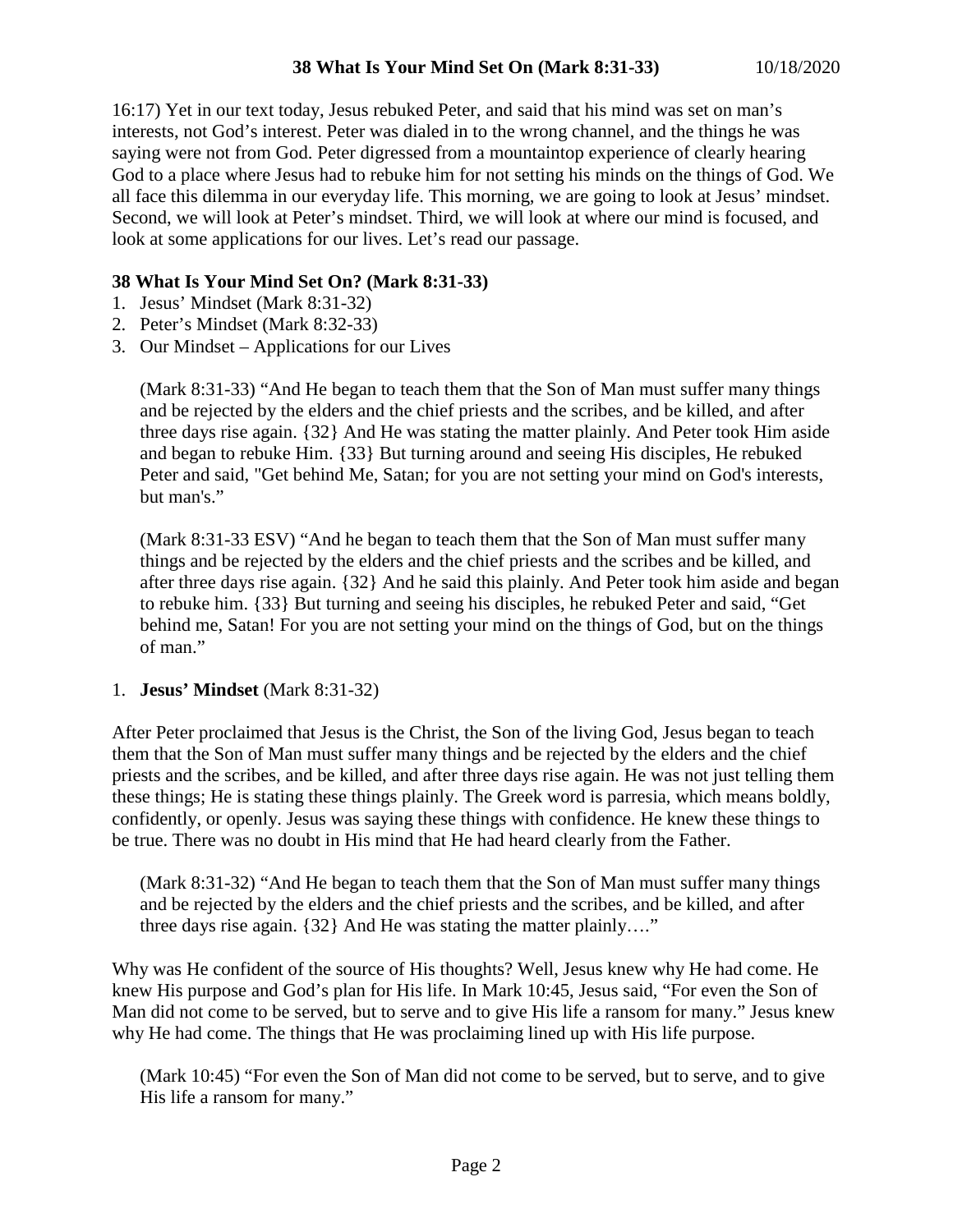16:17) Yet in our text today, Jesus rebuked Peter, and said that his mind was set on man's interests, not God's interest. Peter was dialed in to the wrong channel, and the things he was saying were not from God. Peter digressed from a mountaintop experience of clearly hearing God to a place where Jesus had to rebuke him for not setting his minds on the things of God. We all face this dilemma in our everyday life. This morning, we are going to look at Jesus' mindset. Second, we will look at Peter's mindset. Third, we will look at where our mind is focused, and look at some applications for our lives. Let's read our passage.

**38 What Is Your Mind Set On? (Mark 8:31-33)**

1. Jesus' Mindset (Mark 8:31-32)
2. Peter's Mindset (Mark 8:32-33)
3. Our Mindset – Applications for our Lives

> (Mark 8:31-33) "And He began to teach them that the Son of Man must suffer many things and be rejected by the elders and the chief priests and the scribes, and be killed, and after three days rise again. {32} And He was stating the matter plainly. And Peter took Him aside and began to rebuke Him. {33} But turning around and seeing His disciples, He rebuked Peter and said, "Get behind Me, Satan; for you are not setting your mind on God's interests, but man's."

> (Mark 8:31-33 ESV) "And he began to teach them that the Son of Man must suffer many things and be rejected by the elders and the chief priests and the scribes and be killed, and after three days rise again. {32} And he said this plainly. And Peter took him aside and began to rebuke him. {33} But turning and seeing his disciples, he rebuked Peter and said, "Get behind me, Satan! For you are not setting your mind on the things of God, but on the things of man."

1. **Jesus' Mindset** (Mark 8:31-32)

After Peter proclaimed that Jesus is the Christ, the Son of the living God, Jesus began to teach them that the Son of Man must suffer many things and be rejected by the elders and the chief priests and the scribes, and be killed, and after three days rise again. He was not just telling them these things; He is stating these things plainly. The Greek word is parresia, which means boldly, confidently, or openly. Jesus was saying these things with confidence. He knew these things to be true. There was no doubt in His mind that He had heard clearly from the Father.

> (Mark 8:31-32) "And He began to teach them that the Son of Man must suffer many things and be rejected by the elders and the chief priests and the scribes, and be killed, and after three days rise again. {32} And He was stating the matter plainly…."

Why was He confident of the source of His thoughts? Well, Jesus knew why He had come. He knew His purpose and God's plan for His life. In Mark 10:45, Jesus said, "For even the Son of Man did not come to be served, but to serve and to give His life a ransom for many." Jesus knew why He had come. The things that He was proclaiming lined up with His life purpose.

> (Mark 10:45) "For even the Son of Man did not come to be served, but to serve, and to give His life a ransom for many."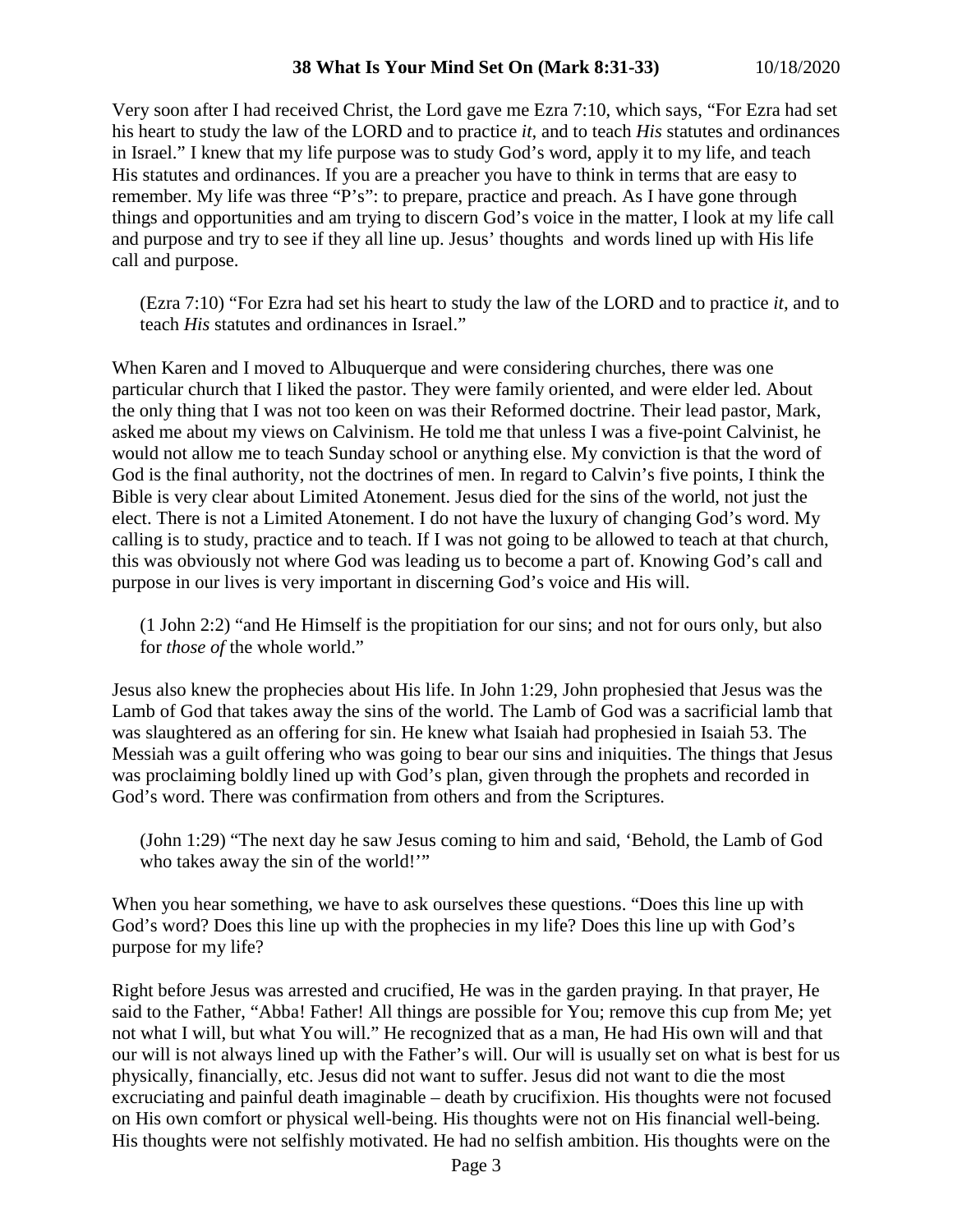Very soon after I had received Christ, the Lord gave me Ezra 7:10, which says, "For Ezra had set his heart to study the law of the LORD and to practice *it,* and to teach *His* statutes and ordinances in Israel." I knew that my life purpose was to study God's word, apply it to my life, and teach His statutes and ordinances. If you are a preacher you have to think in terms that are easy to remember. My life was three "P's": to prepare, practice and preach. As I have gone through things and opportunities and am trying to discern God's voice in the matter, I look at my life call and purpose and try to see if they all line up. Jesus' thoughts and words lined up with His life call and purpose.

> (Ezra 7:10) "For Ezra had set his heart to study the law of the LORD and to practice *it,* and to teach *His* statutes and ordinances in Israel."

When Karen and I moved to Albuquerque and were considering churches, there was one particular church that I liked the pastor. They were family oriented, and were elder led. About the only thing that I was not too keen on was their Reformed doctrine. Their lead pastor, Mark, asked me about my views on Calvinism. He told me that unless I was a five-point Calvinist, he would not allow me to teach Sunday school or anything else. My conviction is that the word of God is the final authority, not the doctrines of men. In regard to Calvin's five points, I think the Bible is very clear about Limited Atonement. Jesus died for the sins of the world, not just the elect. There is not a Limited Atonement. I do not have the luxury of changing God's word. My calling is to study, practice and to teach. If I was not going to be allowed to teach at that church, this was obviously not where God was leading us to become a part of. Knowing God's call and purpose in our lives is very important in discerning God's voice and His will.

> (1 John 2:2) "and He Himself is the propitiation for our sins; and not for ours only, but also for *those of* the whole world."

Jesus also knew the prophecies about His life. In John 1:29, John prophesied that Jesus was the Lamb of God that takes away the sins of the world. The Lamb of God was a sacrificial lamb that was slaughtered as an offering for sin. He knew what Isaiah had prophesied in Isaiah 53. The Messiah was a guilt offering who was going to bear our sins and iniquities. The things that Jesus was proclaiming boldly lined up with God's plan, given through the prophets and recorded in God's word. There was confirmation from others and from the Scriptures.

> (John 1:29) "The next day he saw Jesus coming to him and said, 'Behold, the Lamb of God who takes away the sin of the world!'"

When you hear something, we have to ask ourselves these questions. "Does this line up with God's word? Does this line up with the prophecies in my life? Does this line up with God's purpose for my life?

Right before Jesus was arrested and crucified, He was in the garden praying. In that prayer, He said to the Father, "Abba! Father! All things are possible for You; remove this cup from Me; yet not what I will, but what You will." He recognized that as a man, He had His own will and that our will is not always lined up with the Father's will. Our will is usually set on what is best for us physically, financially, etc. Jesus did not want to suffer. Jesus did not want to die the most excruciating and painful death imaginable – death by crucifixion. His thoughts were not focused on His own comfort or physical well-being. His thoughts were not on His financial well-being. His thoughts were not selfishly motivated. He had no selfish ambition. His thoughts were on the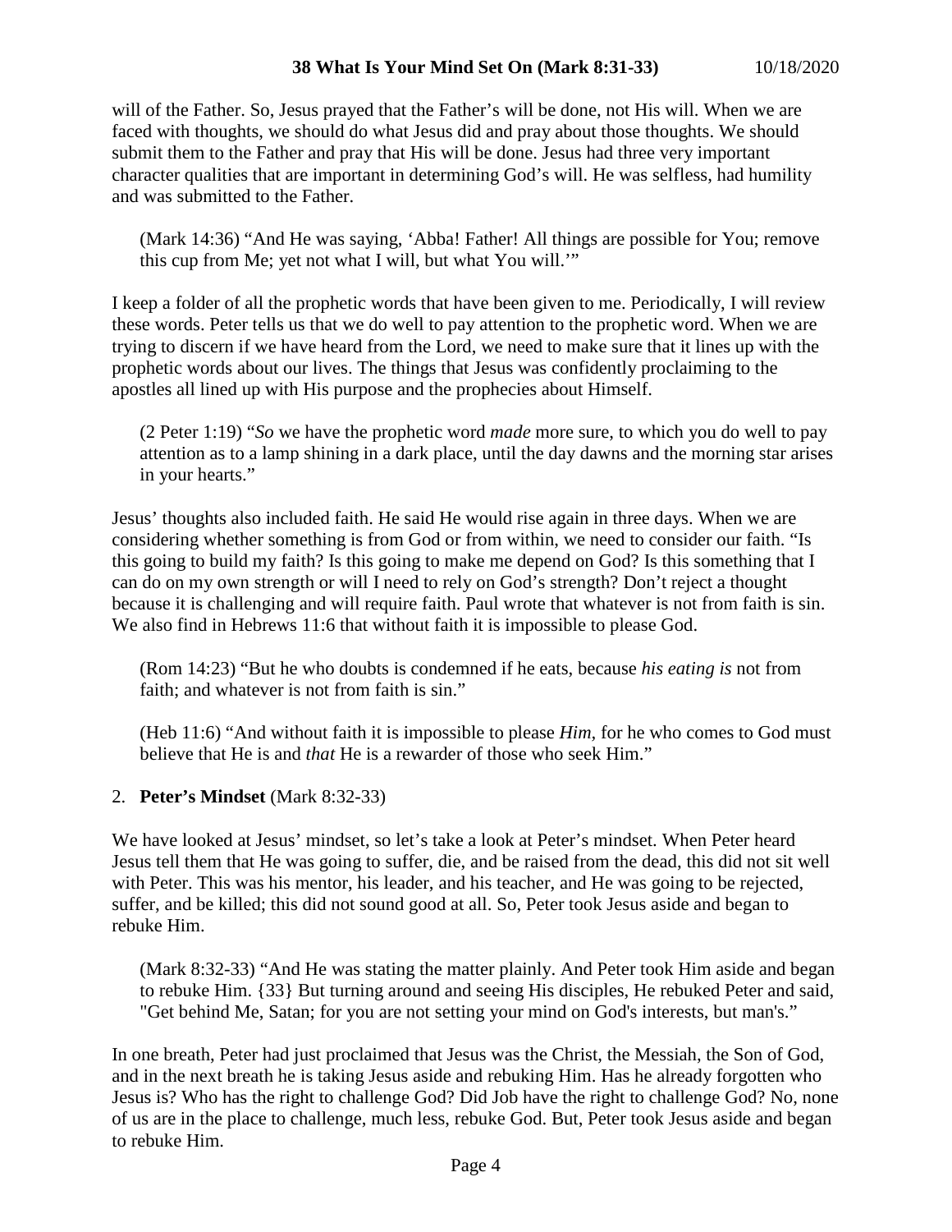will of the Father. So, Jesus prayed that the Father's will be done, not His will. When we are faced with thoughts, we should do what Jesus did and pray about those thoughts. We should submit them to the Father and pray that His will be done. Jesus had three very important character qualities that are important in determining God's will. He was selfless, had humility and was submitted to the Father.

> (Mark 14:36) "And He was saying, 'Abba! Father! All things are possible for You; remove this cup from Me; yet not what I will, but what You will.'"

I keep a folder of all the prophetic words that have been given to me. Periodically, I will review these words. Peter tells us that we do well to pay attention to the prophetic word. When we are trying to discern if we have heard from the Lord, we need to make sure that it lines up with the prophetic words about our lives. The things that Jesus was confidently proclaiming to the apostles all lined up with His purpose and the prophecies about Himself.

> (2 Peter 1:19) "*So* we have the prophetic word *made* more sure, to which you do well to pay attention as to a lamp shining in a dark place, until the day dawns and the morning star arises in your hearts."

Jesus' thoughts also included faith. He said He would rise again in three days. When we are considering whether something is from God or from within, we need to consider our faith. "Is this going to build my faith? Is this going to make me depend on God? Is this something that I can do on my own strength or will I need to rely on God's strength? Don't reject a thought because it is challenging and will require faith. Paul wrote that whatever is not from faith is sin. We also find in Hebrews 11:6 that without faith it is impossible to please God.

> (Rom 14:23) "But he who doubts is condemned if he eats, because *his eating is* not from faith; and whatever is not from faith is sin."

> (Heb 11:6) "And without faith it is impossible to please *Him*, for he who comes to God must believe that He is and *that* He is a rewarder of those who seek Him."

2. **Peter's Mindset** (Mark 8:32-33)

We have looked at Jesus' mindset, so let's take a look at Peter's mindset. When Peter heard Jesus tell them that He was going to suffer, die, and be raised from the dead, this did not sit well with Peter. This was his mentor, his leader, and his teacher, and He was going to be rejected, suffer, and be killed; this did not sound good at all. So, Peter took Jesus aside and began to rebuke Him.

> (Mark 8:32-33) "And He was stating the matter plainly. And Peter took Him aside and began to rebuke Him. {33} But turning around and seeing His disciples, He rebuked Peter and said, "Get behind Me, Satan; for you are not setting your mind on God's interests, but man's."

In one breath, Peter had just proclaimed that Jesus was the Christ, the Messiah, the Son of God, and in the next breath he is taking Jesus aside and rebuking Him. Has he already forgotten who Jesus is? Who has the right to challenge God? Did Job have the right to challenge God? No, none of us are in the place to challenge, much less, rebuke God. But, Peter took Jesus aside and began to rebuke Him.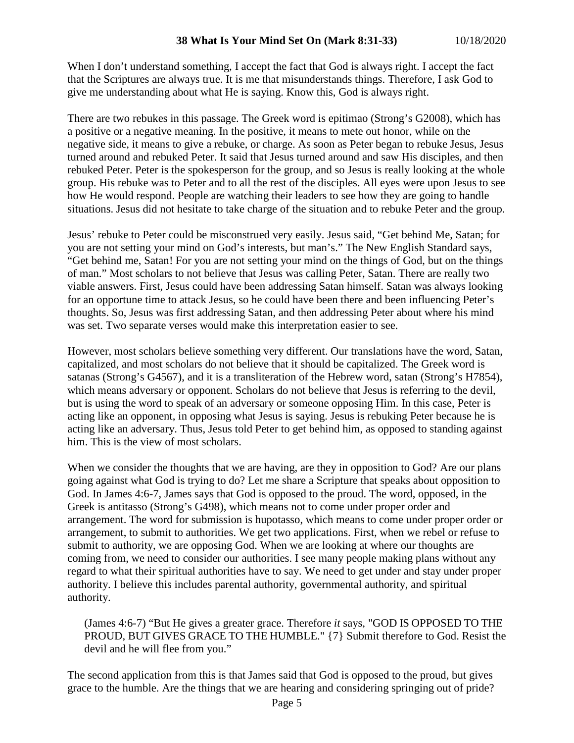When I don't understand something, I accept the fact that God is always right. I accept the fact that the Scriptures are always true. It is me that misunderstands things. Therefore, I ask God to give me understanding about what He is saying. Know this, God is always right.

There are two rebukes in this passage. The Greek word is epitimao (Strong's G2008), which has a positive or a negative meaning. In the positive, it means to mete out honor, while on the negative side, it means to give a rebuke, or charge. As soon as Peter began to rebuke Jesus, Jesus turned around and rebuked Peter. It said that Jesus turned around and saw His disciples, and then rebuked Peter. Peter is the spokesperson for the group, and so Jesus is really looking at the whole group. His rebuke was to Peter and to all the rest of the disciples. All eyes were upon Jesus to see how He would respond. People are watching their leaders to see how they are going to handle situations. Jesus did not hesitate to take charge of the situation and to rebuke Peter and the group.

Jesus' rebuke to Peter could be misconstrued very easily. Jesus said, "Get behind Me, Satan; for you are not setting your mind on God's interests, but man's." The New English Standard says, "Get behind me, Satan! For you are not setting your mind on the things of God, but on the things of man." Most scholars to not believe that Jesus was calling Peter, Satan. There are really two viable answers. First, Jesus could have been addressing Satan himself. Satan was always looking for an opportune time to attack Jesus, so he could have been there and been influencing Peter's thoughts. So, Jesus was first addressing Satan, and then addressing Peter about where his mind was set. Two separate verses would make this interpretation easier to see.

However, most scholars believe something very different. Our translations have the word, Satan, capitalized, and most scholars do not believe that it should be capitalized. The Greek word is satanas (Strong's G4567), and it is a transliteration of the Hebrew word, satan (Strong's H7854), which means adversary or opponent. Scholars do not believe that Jesus is referring to the devil, but is using the word to speak of an adversary or someone opposing Him. In this case, Peter is acting like an opponent, in opposing what Jesus is saying. Jesus is rebuking Peter because he is acting like an adversary. Thus, Jesus told Peter to get behind him, as opposed to standing against him. This is the view of most scholars.

When we consider the thoughts that we are having, are they in opposition to God? Are our plans going against what God is trying to do? Let me share a Scripture that speaks about opposition to God. In James 4:6-7, James says that God is opposed to the proud. The word, opposed, in the Greek is antitasso (Strong's G498), which means not to come under proper order and arrangement. The word for submission is hupotasso, which means to come under proper order or arrangement, to submit to authorities. We get two applications. First, when we rebel or refuse to submit to authority, we are opposing God. When we are looking at where our thoughts are coming from, we need to consider our authorities. I see many people making plans without any regard to what their spiritual authorities have to say. We need to get under and stay under proper authority. I believe this includes parental authority, governmental authority, and spiritual authority.

> (James 4:6-7) "But He gives a greater grace. Therefore *it* says, "GOD IS OPPOSED TO THE PROUD, BUT GIVES GRACE TO THE HUMBLE." {7} Submit therefore to God. Resist the devil and he will flee from you."

The second application from this is that James said that God is opposed to the proud, but gives grace to the humble. Are the things that we are hearing and considering springing out of pride?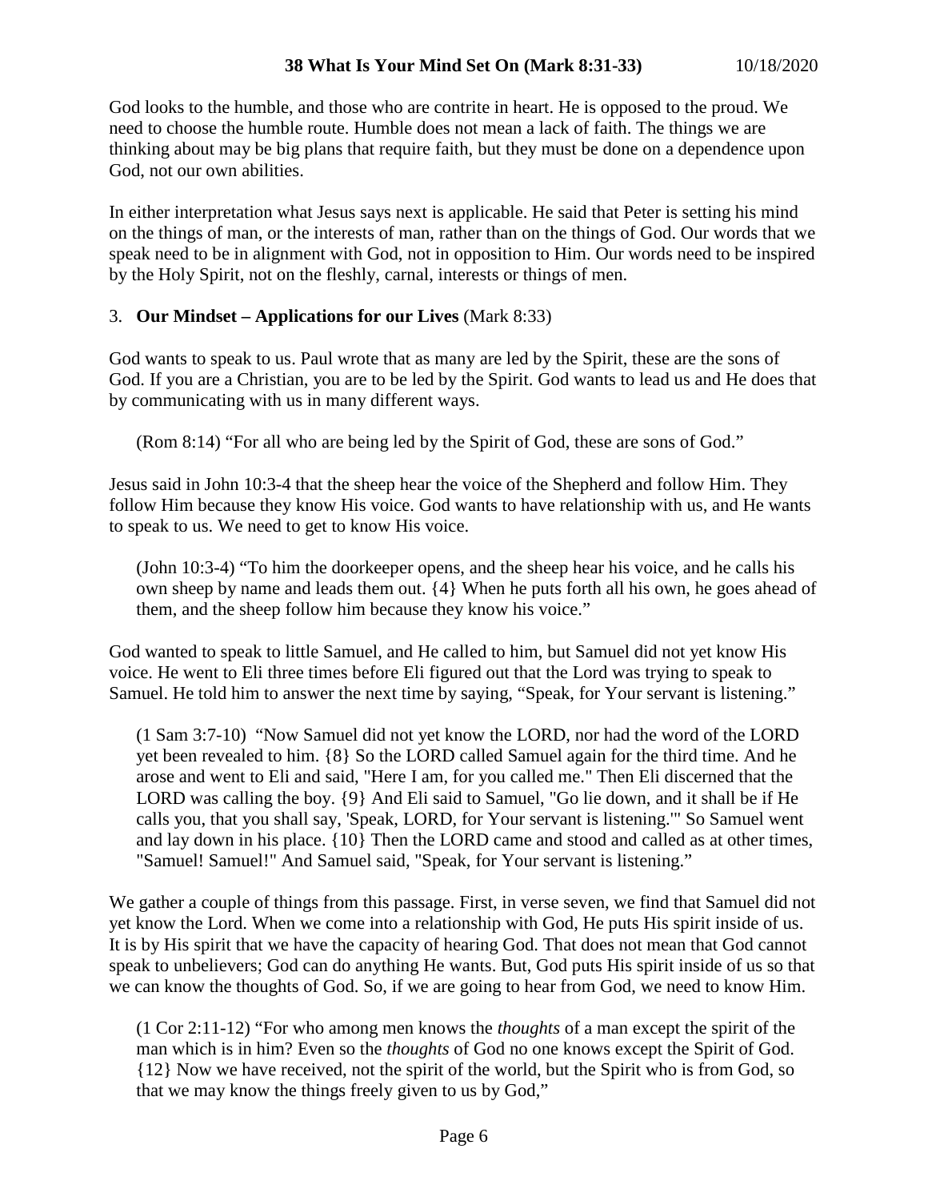God looks to the humble, and those who are contrite in heart. He is opposed to the proud. We need to choose the humble route. Humble does not mean a lack of faith. The things we are thinking about may be big plans that require faith, but they must be done on a dependence upon God, not our own abilities.

In either interpretation what Jesus says next is applicable. He said that Peter is setting his mind on the things of man, or the interests of man, rather than on the things of God. Our words that we speak need to be in alignment with God, not in opposition to Him. Our words need to be inspired by the Holy Spirit, not on the fleshly, carnal, interests or things of men.

3. **Our Mindset – Applications for our Lives** (Mark 8:33)

God wants to speak to us. Paul wrote that as many are led by the Spirit, these are the sons of God. If you are a Christian, you are to be led by the Spirit. God wants to lead us and He does that by communicating with us in many different ways.

> (Rom 8:14) "For all who are being led by the Spirit of God, these are sons of God."

Jesus said in John 10:3-4 that the sheep hear the voice of the Shepherd and follow Him. They follow Him because they know His voice. God wants to have relationship with us, and He wants to speak to us. We need to get to know His voice.

> (John 10:3-4) "To him the doorkeeper opens, and the sheep hear his voice, and he calls his own sheep by name and leads them out. {4} When he puts forth all his own, he goes ahead of them, and the sheep follow him because they know his voice."

God wanted to speak to little Samuel, and He called to him, but Samuel did not yet know His voice. He went to Eli three times before Eli figured out that the Lord was trying to speak to Samuel. He told him to answer the next time by saying, "Speak, for Your servant is listening."

> (1 Sam 3:7-10) "Now Samuel did not yet know the LORD, nor had the word of the LORD yet been revealed to him. {8} So the LORD called Samuel again for the third time. And he arose and went to Eli and said, "Here I am, for you called me." Then Eli discerned that the LORD was calling the boy. {9} And Eli said to Samuel, "Go lie down, and it shall be if He calls you, that you shall say, 'Speak, LORD, for Your servant is listening.'" So Samuel went and lay down in his place. {10} Then the LORD came and stood and called as at other times, "Samuel! Samuel!" And Samuel said, "Speak, for Your servant is listening."

We gather a couple of things from this passage. First, in verse seven, we find that Samuel did not yet know the Lord. When we come into a relationship with God, He puts His spirit inside of us. It is by His spirit that we have the capacity of hearing God. That does not mean that God cannot speak to unbelievers; God can do anything He wants. But, God puts His spirit inside of us so that we can know the thoughts of God. So, if we are going to hear from God, we need to know Him.

> (1 Cor 2:11-12) "For who among men knows the *thoughts* of a man except the spirit of the man which is in him? Even so the *thoughts* of God no one knows except the Spirit of God. {12} Now we have received, not the spirit of the world, but the Spirit who is from God, so that we may know the things freely given to us by God,"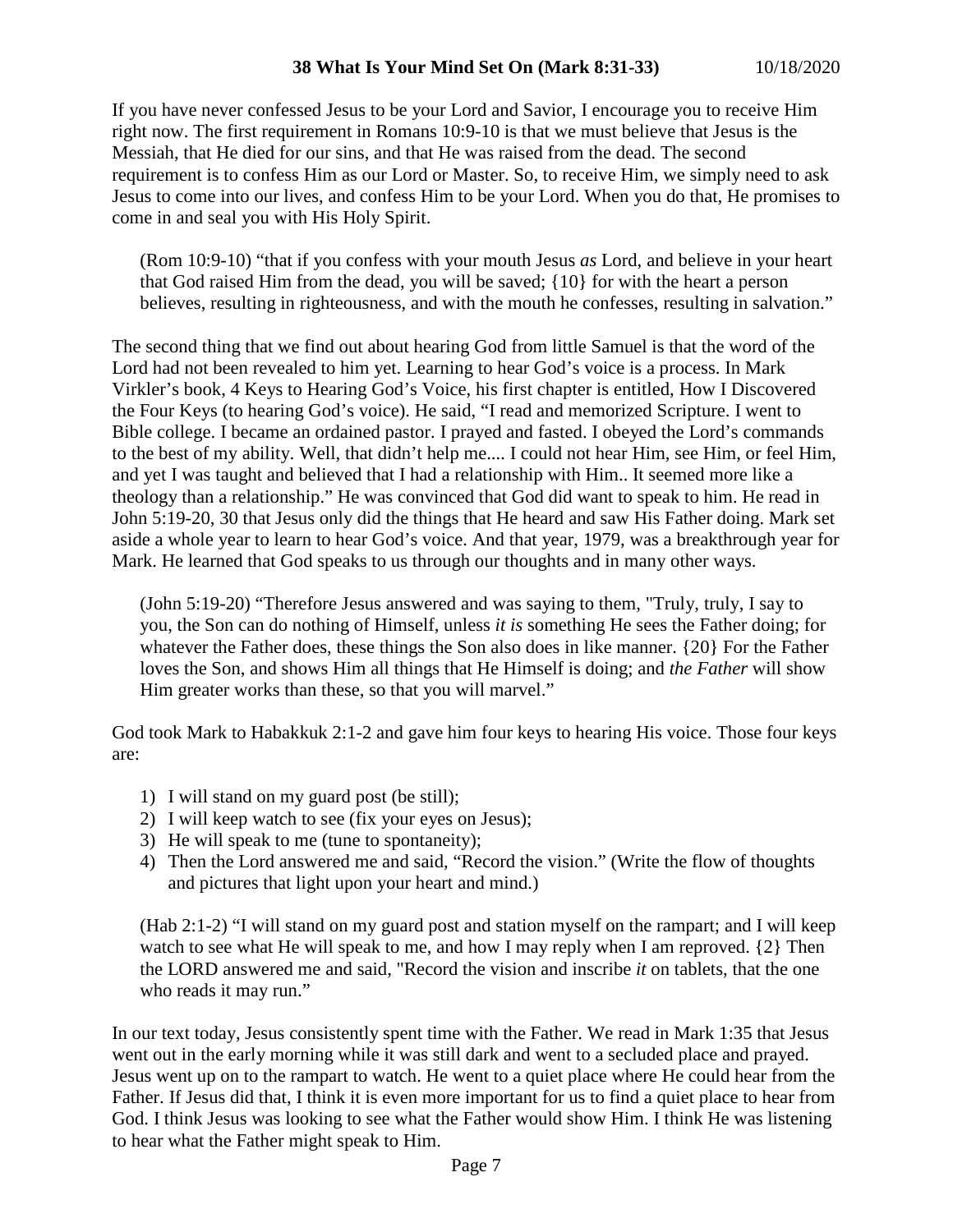If you have never confessed Jesus to be your Lord and Savior, I encourage you to receive Him right now. The first requirement in Romans 10:9-10 is that we must believe that Jesus is the Messiah, that He died for our sins, and that He was raised from the dead. The second requirement is to confess Him as our Lord or Master. So, to receive Him, we simply need to ask Jesus to come into our lives, and confess Him to be your Lord. When you do that, He promises to come in and seal you with His Holy Spirit.

> (Rom 10:9-10) "that if you confess with your mouth Jesus *as* Lord, and believe in your heart that God raised Him from the dead, you will be saved; {10} for with the heart a person believes, resulting in righteousness, and with the mouth he confesses, resulting in salvation."

The second thing that we find out about hearing God from little Samuel is that the word of the Lord had not been revealed to him yet. Learning to hear God's voice is a process. In Mark Virkler's book, 4 Keys to Hearing God's Voice, his first chapter is entitled, How I Discovered the Four Keys (to hearing God's voice). He said, "I read and memorized Scripture. I went to Bible college. I became an ordained pastor. I prayed and fasted. I obeyed the Lord's commands to the best of my ability. Well, that didn't help me.... I could not hear Him, see Him, or feel Him, and yet I was taught and believed that I had a relationship with Him.. It seemed more like a theology than a relationship." He was convinced that God did want to speak to him. He read in John 5:19-20, 30 that Jesus only did the things that He heard and saw His Father doing. Mark set aside a whole year to learn to hear God's voice. And that year, 1979, was a breakthrough year for Mark. He learned that God speaks to us through our thoughts and in many other ways.

> (John 5:19-20) "Therefore Jesus answered and was saying to them, "Truly, truly, I say to you, the Son can do nothing of Himself, unless *it is* something He sees the Father doing; for whatever the Father does, these things the Son also does in like manner. {20} For the Father loves the Son, and shows Him all things that He Himself is doing; and *the Father* will show Him greater works than these, so that you will marvel."

God took Mark to Habakkuk 2:1-2 and gave him four keys to hearing His voice. Those four keys are:

1) I will stand on my guard post (be still);
2) I will keep watch to see (fix your eyes on Jesus);
3) He will speak to me (tune to spontaneity);
4) Then the Lord answered me and said, "Record the vision." (Write the flow of thoughts and pictures that light upon your heart and mind.)

> (Hab 2:1-2) "I will stand on my guard post and station myself on the rampart; and I will keep watch to see what He will speak to me, and how I may reply when I am reproved. {2} Then the LORD answered me and said, "Record the vision and inscribe *it* on tablets, that the one who reads it may run."

In our text today, Jesus consistently spent time with the Father. We read in Mark 1:35 that Jesus went out in the early morning while it was still dark and went to a secluded place and prayed. Jesus went up on to the rampart to watch. He went to a quiet place where He could hear from the Father. If Jesus did that, I think it is even more important for us to find a quiet place to hear from God. I think Jesus was looking to see what the Father would show Him. I think He was listening to hear what the Father might speak to Him.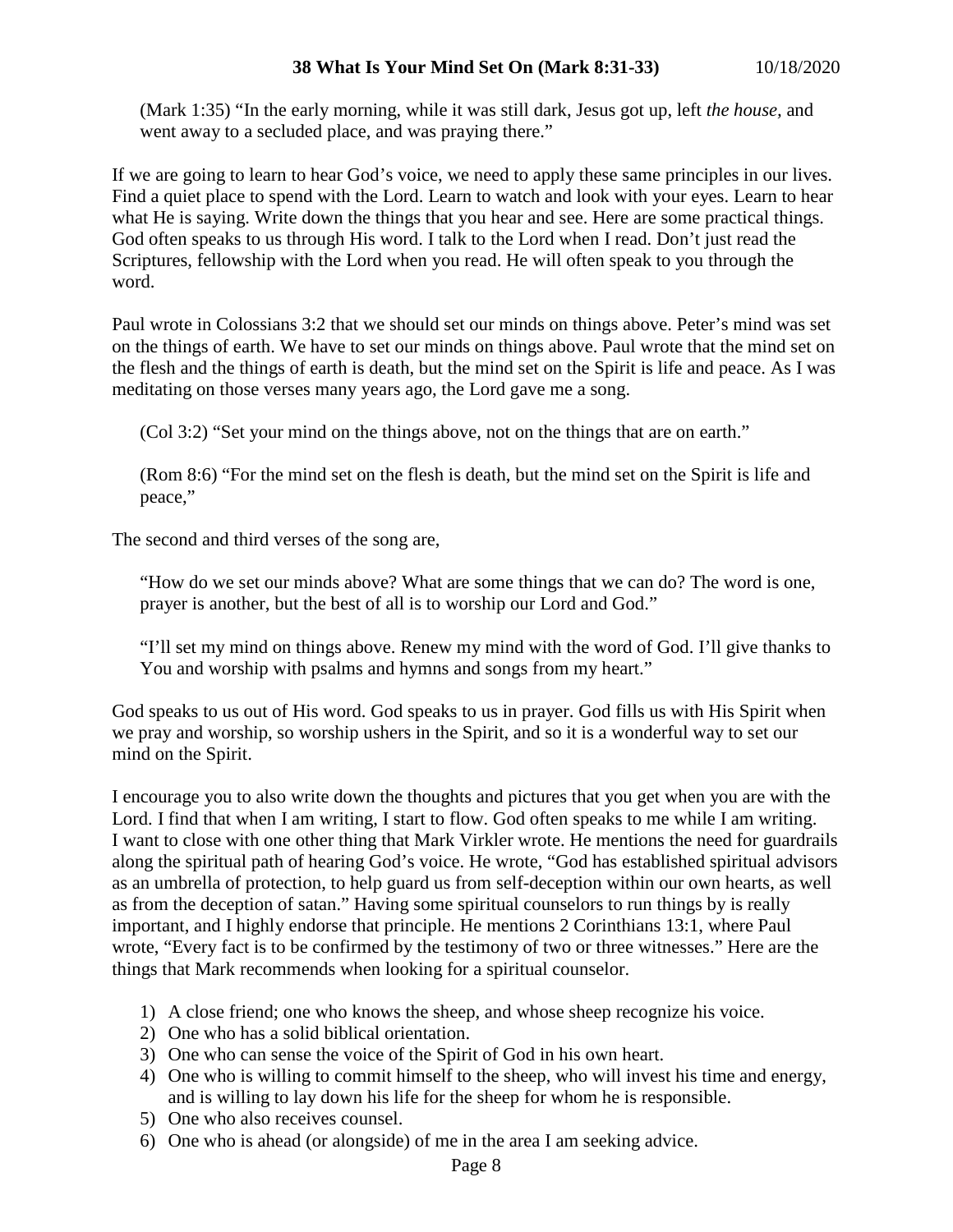(Mark 1:35) "In the early morning, while it was still dark, Jesus got up, left *the house*, and went away to a secluded place, and was praying there."

If we are going to learn to hear God's voice, we need to apply these same principles in our lives. Find a quiet place to spend with the Lord. Learn to watch and look with your eyes. Learn to hear what He is saying. Write down the things that you hear and see. Here are some practical things. God often speaks to us through His word. I talk to the Lord when I read. Don't just read the Scriptures, fellowship with the Lord when you read. He will often speak to you through the word.

Paul wrote in Colossians 3:2 that we should set our minds on things above. Peter's mind was set on the things of earth. We have to set our minds on things above. Paul wrote that the mind set on the flesh and the things of earth is death, but the mind set on the Spirit is life and peace. As I was meditating on those verses many years ago, the Lord gave me a song.

> (Col 3:2) "Set your mind on the things above, not on the things that are on earth."

> (Rom 8:6) "For the mind set on the flesh is death, but the mind set on the Spirit is life and peace,"

The second and third verses of the song are,

> "How do we set our minds above? What are some things that we can do? The word is one, prayer is another, but the best of all is to worship our Lord and God."

> "I'll set my mind on things above. Renew my mind with the word of God. I'll give thanks to You and worship with psalms and hymns and songs from my heart."

God speaks to us out of His word. God speaks to us in prayer. God fills us with His Spirit when we pray and worship, so worship ushers in the Spirit, and so it is a wonderful way to set our mind on the Spirit.

I encourage you to also write down the thoughts and pictures that you get when you are with the Lord. I find that when I am writing, I start to flow. God often speaks to me while I am writing. I want to close with one other thing that Mark Virkler wrote. He mentions the need for guardrails along the spiritual path of hearing God's voice. He wrote, "God has established spiritual advisors as an umbrella of protection, to help guard us from self-deception within our own hearts, as well as from the deception of satan." Having some spiritual counselors to run things by is really important, and I highly endorse that principle. He mentions 2 Corinthians 13:1, where Paul wrote, "Every fact is to be confirmed by the testimony of two or three witnesses." Here are the things that Mark recommends when looking for a spiritual counselor.

1) A close friend; one who knows the sheep, and whose sheep recognize his voice.
2) One who has a solid biblical orientation.
3) One who can sense the voice of the Spirit of God in his own heart.
4) One who is willing to commit himself to the sheep, who will invest his time and energy, and is willing to lay down his life for the sheep for whom he is responsible.
5) One who also receives counsel.
6) One who is ahead (or alongside) of me in the area I am seeking advice.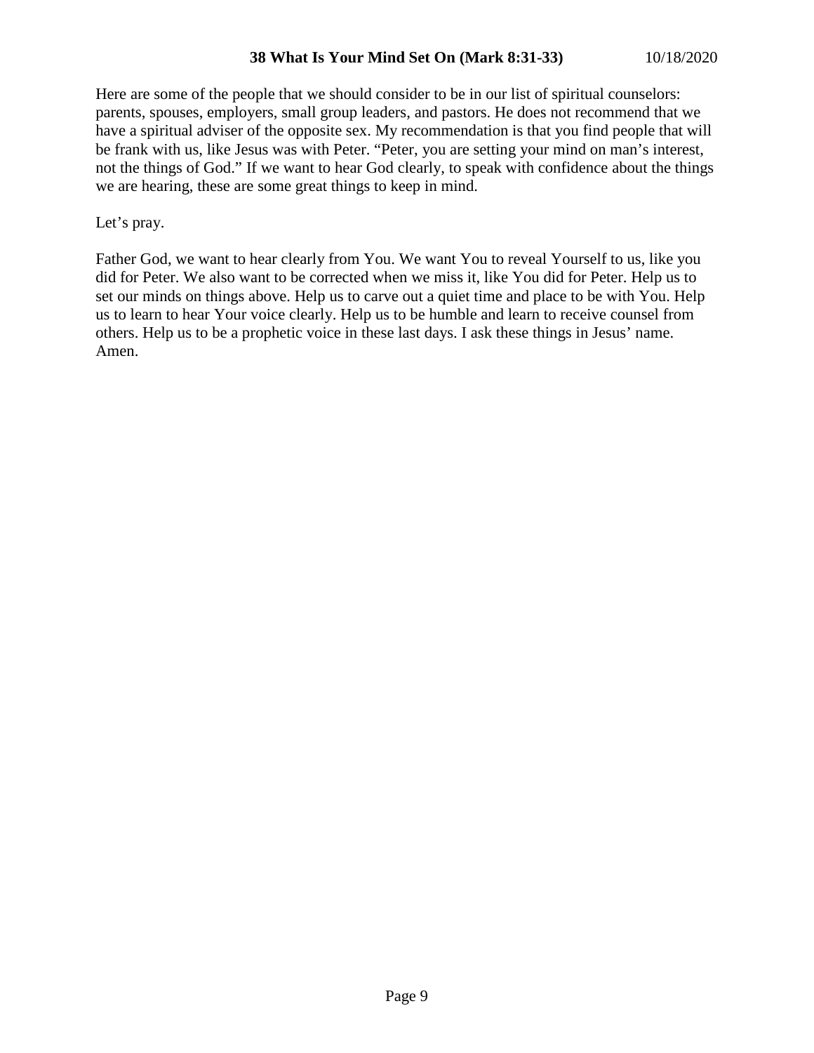Here are some of the people that we should consider to be in our list of spiritual counselors: parents, spouses, employers, small group leaders, and pastors. He does not recommend that we have a spiritual adviser of the opposite sex. My recommendation is that you find people that will be frank with us, like Jesus was with Peter. “Peter, you are setting your mind on man’s interest, not the things of God.” If we want to hear God clearly, to speak with confidence about the things we are hearing, these are some great things to keep in mind.

Let’s pray.

Father God, we want to hear clearly from You. We want You to reveal Yourself to us, like you did for Peter. We also want to be corrected when we miss it, like You did for Peter. Help us to set our minds on things above. Help us to carve out a quiet time and place to be with You. Help us to learn to hear Your voice clearly. Help us to be humble and learn to receive counsel from others. Help us to be a prophetic voice in these last days. I ask these things in Jesus’ name. Amen.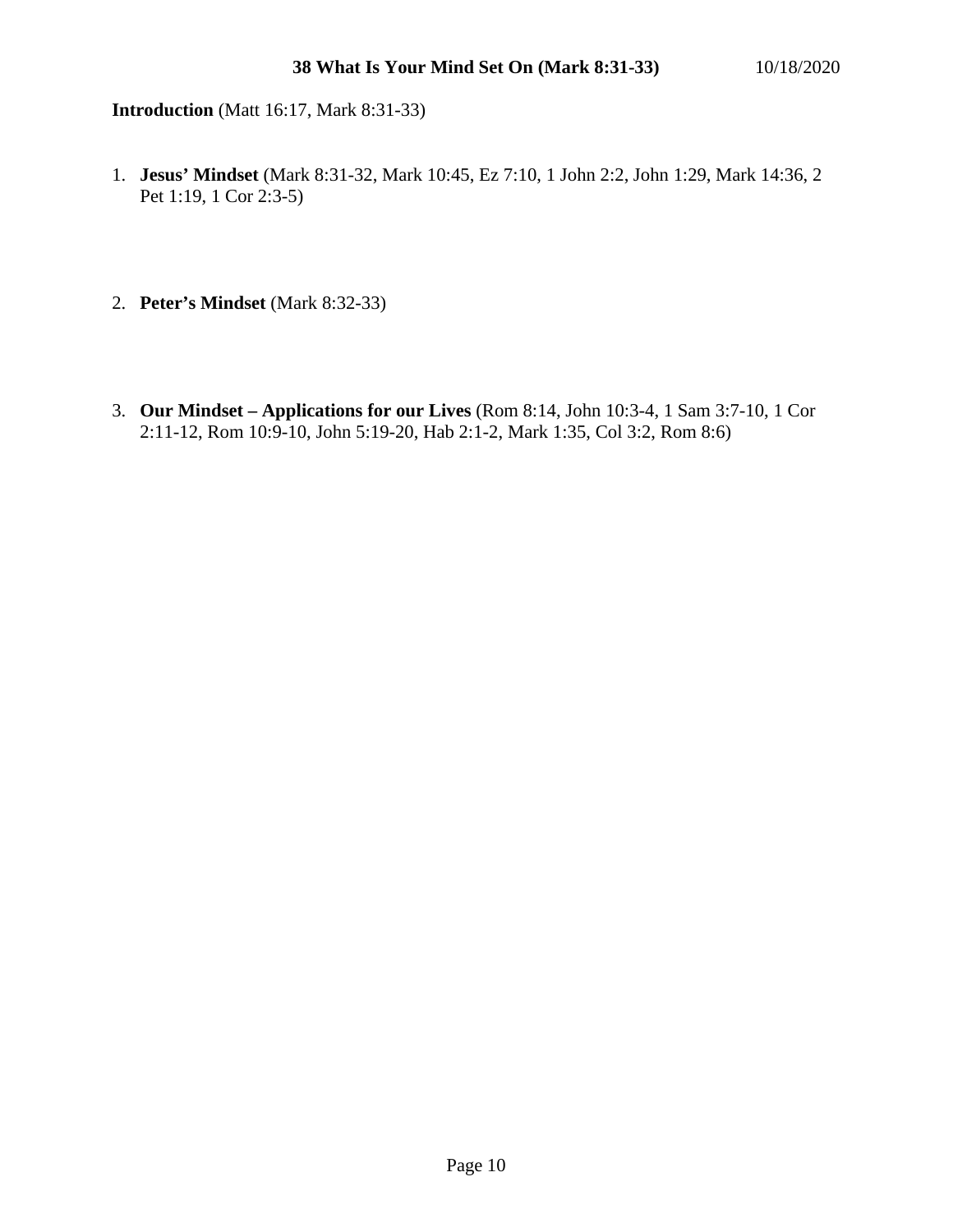# 38 What Is Your Mind Set On (Mark 8:31-33) 10/18/2020

**Introduction** (Matt 16:17, Mark 8:31-33)

1. **Jesus' Mindset** (Mark 8:31-32, Mark 10:45, Ez 7:10, 1 John 2:2, John 1:29, Mark 14:36, 2 Pet 1:19, 1 Cor 2:3-5)

2. **Peter's Mindset** (Mark 8:32-33)

3. **Our Mindset – Applications for our Lives** (Rom 8:14, John 10:3-4, 1 Sam 3:7-10, 1 Cor 2:11-12, Rom 10:9-10, John 5:19-20, Hab 2:1-2, Mark 1:35, Col 3:2, Rom 8:6)